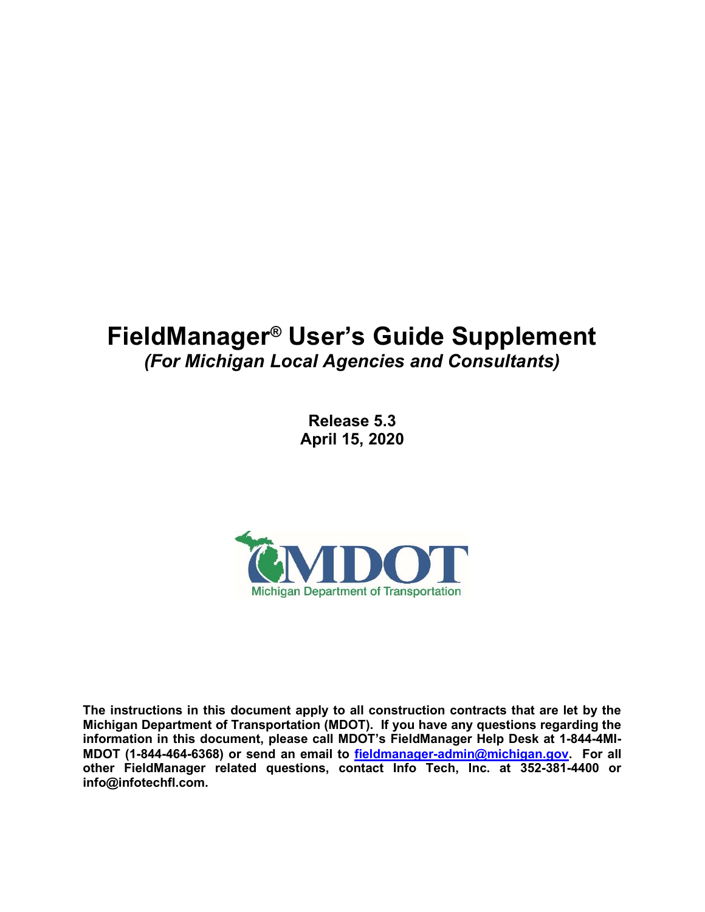# FieldManager® User's Guide Supplement

*(For Michigan Local Agencies and Consultants)*

**Release 5.3**
**April 15, 2020**

**The instructions in this document apply to all construction contracts that are let by the Michigan Department of Transportation (MDOT). If you have any questions regarding the information in this document, please call MDOT's FieldManager Help Desk at 1-844-4MI-MDOT (1-844-464-6368) or send an email to [fieldmanager-admin@michigan.gov](mailto:fieldmanager-admin@michigan.gov). For all other FieldManager related questions, contact Info Tech, Inc. at 352-381-4400 or info@infotechfl.com.**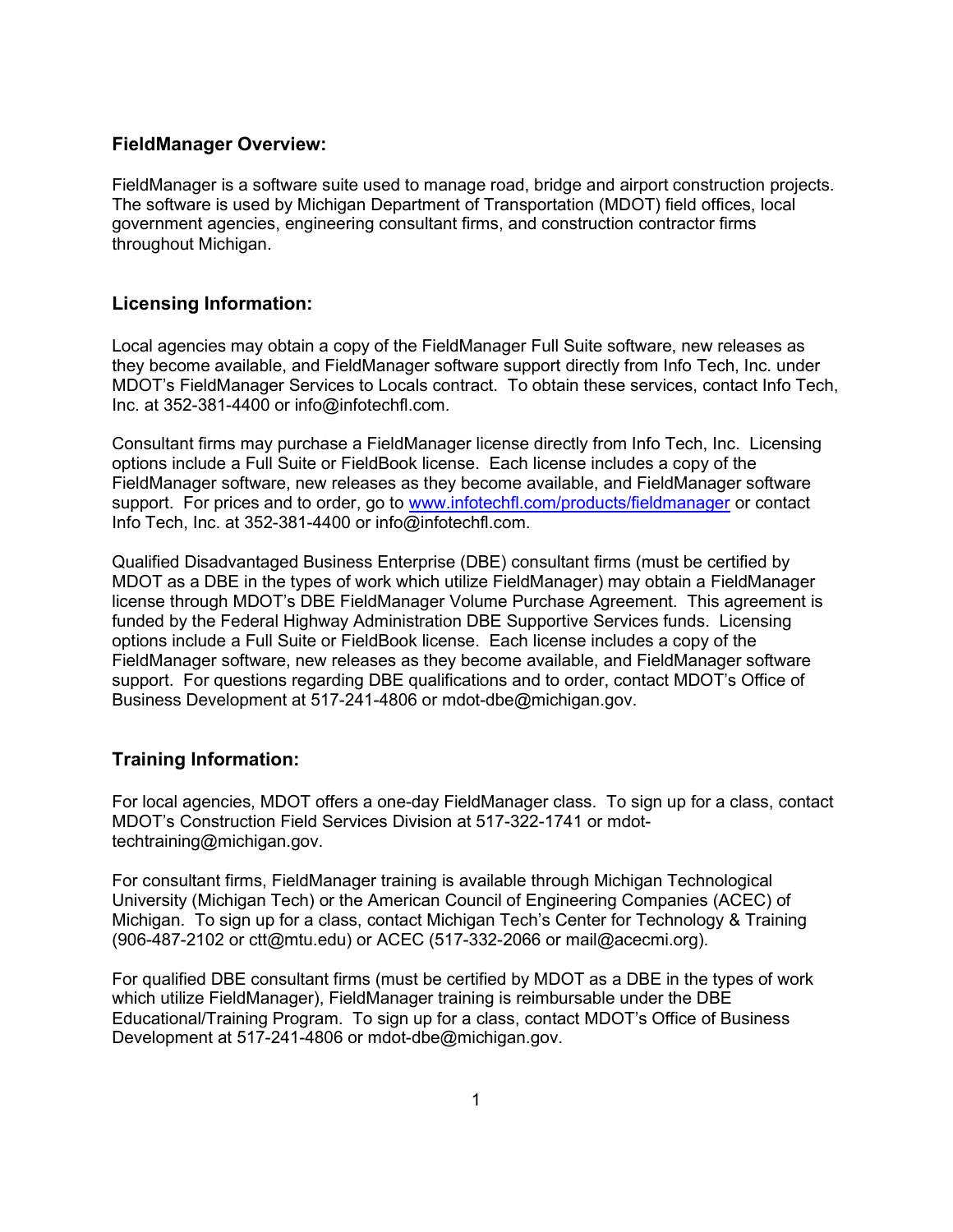## FieldManager Overview:

FieldManager is a software suite used to manage road, bridge and airport construction projects. The software is used by Michigan Department of Transportation (MDOT) field offices, local government agencies, engineering consultant firms, and construction contractor firms throughout Michigan.

## Licensing Information:

Local agencies may obtain a copy of the FieldManager Full Suite software, new releases as they become available, and FieldManager software support directly from Info Tech, Inc. under MDOT's FieldManager Services to Locals contract. To obtain these services, contact Info Tech, Inc. at 352-381-4400 or info@infotechfl.com.

Consultant firms may purchase a FieldManager license directly from Info Tech, Inc. Licensing options include a Full Suite or FieldBook license. Each license includes a copy of the FieldManager software, new releases as they become available, and FieldManager software support. For prices and to order, go to [www.infotechfl.com/products/fieldmanager](http://www.infotechfl.com/products/fieldmanager) or contact Info Tech, Inc. at 352-381-4400 or info@infotechfl.com.

Qualified Disadvantaged Business Enterprise (DBE) consultant firms (must be certified by MDOT as a DBE in the types of work which utilize FieldManager) may obtain a FieldManager license through MDOT's DBE FieldManager Volume Purchase Agreement. This agreement is funded by the Federal Highway Administration DBE Supportive Services funds. Licensing options include a Full Suite or FieldBook license. Each license includes a copy of the FieldManager software, new releases as they become available, and FieldManager software support. For questions regarding DBE qualifications and to order, contact MDOT's Office of Business Development at 517-241-4806 or mdot-dbe@michigan.gov.

## Training Information:

For local agencies, MDOT offers a one-day FieldManager class. To sign up for a class, contact MDOT's Construction Field Services Division at 517-322-1741 or mdot-techtraining@michigan.gov.

For consultant firms, FieldManager training is available through Michigan Technological University (Michigan Tech) or the American Council of Engineering Companies (ACEC) of Michigan. To sign up for a class, contact Michigan Tech's Center for Technology & Training (906-487-2102 or ctt@mtu.edu) or ACEC (517-332-2066 or mail@acecmi.org).

For qualified DBE consultant firms (must be certified by MDOT as a DBE in the types of work which utilize FieldManager), FieldManager training is reimbursable under the DBE Educational/Training Program. To sign up for a class, contact MDOT's Office of Business Development at 517-241-4806 or mdot-dbe@michigan.gov.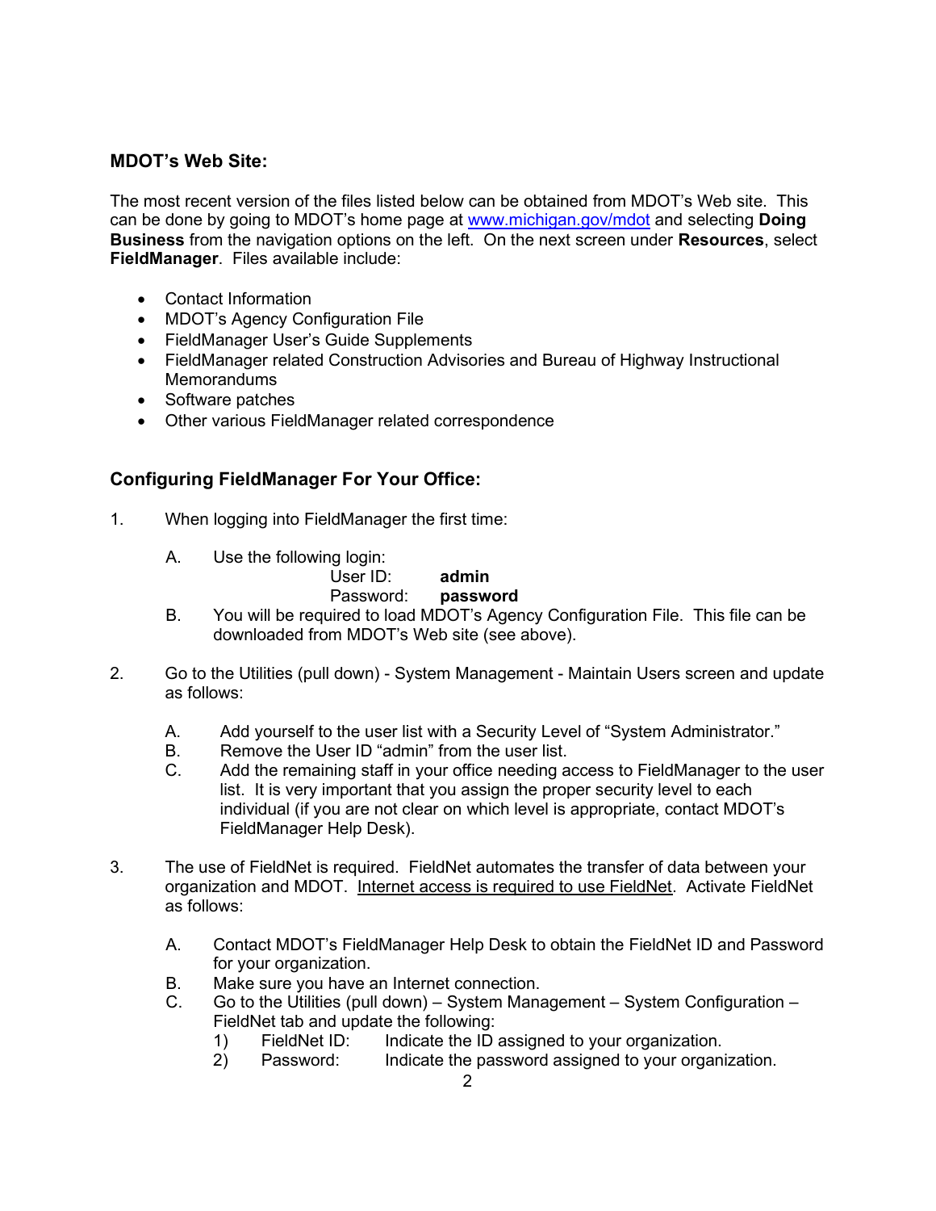### MDOT's Web Site:

The most recent version of the files listed below can be obtained from MDOT's Web site. This can be done by going to MDOT's home page at [www.michigan.gov/mdot](http://www.michigan.gov/mdot) and selecting **Doing Business** from the navigation options on the left. On the next screen under **Resources**, select **FieldManager**. Files available include:

- Contact Information
- MDOT's Agency Configuration File
- FieldManager User's Guide Supplements
- FieldManager related Construction Advisories and Bureau of Highway Instructional Memorandums
- Software patches
- Other various FieldManager related correspondence

### Configuring FieldManager For Your Office:

1. When logging into FieldManager the first time:

   A. Use the following login:
      User ID: **admin**
      Password: **password**

   B. You will be required to load MDOT's Agency Configuration File. This file can be downloaded from MDOT's Web site (see above).

2. Go to the Utilities (pull down) - System Management - Maintain Users screen and update as follows:

   A. Add yourself to the user list with a Security Level of "System Administrator."
   B. Remove the User ID "admin" from the user list.
   C. Add the remaining staff in your office needing access to FieldManager to the user list. It is very important that you assign the proper security level to each individual (if you are not clear on which level is appropriate, contact MDOT's FieldManager Help Desk).

3. The use of FieldNet is required. FieldNet automates the transfer of data between your organization and MDOT. <u>Internet access is required to use FieldNet</u>. Activate FieldNet as follows:

   A. Contact MDOT's FieldManager Help Desk to obtain the FieldNet ID and Password for your organization.
   B. Make sure you have an Internet connection.
   C. Go to the Utilities (pull down) – System Management – System Configuration – FieldNet tab and update the following:
      1) FieldNet ID: Indicate the ID assigned to your organization.
      2) Password: Indicate the password assigned to your organization.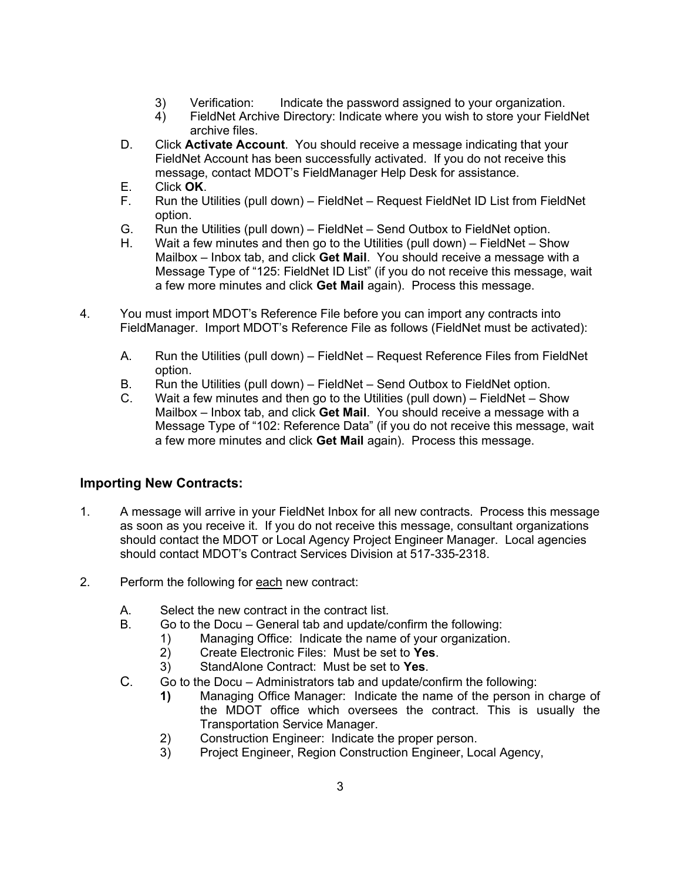3) Verification: Indicate the password assigned to your organization.
4) FieldNet Archive Directory: Indicate where you wish to store your FieldNet archive files.

D. Click **Activate Account**. You should receive a message indicating that your FieldNet Account has been successfully activated. If you do not receive this message, contact MDOT's FieldManager Help Desk for assistance.

E. Click **OK**.

F. Run the Utilities (pull down) – FieldNet – Request FieldNet ID List from FieldNet option.

G. Run the Utilities (pull down) – FieldNet – Send Outbox to FieldNet option.

H. Wait a few minutes and then go to the Utilities (pull down) – FieldNet – Show Mailbox – Inbox tab, and click **Get Mail**. You should receive a message with a Message Type of "125: FieldNet ID List" (if you do not receive this message, wait a few more minutes and click **Get Mail** again). Process this message.

4. You must import MDOT's Reference File before you can import any contracts into FieldManager. Import MDOT's Reference File as follows (FieldNet must be activated):

   A. Run the Utilities (pull down) – FieldNet – Request Reference Files from FieldNet option.
   
   B. Run the Utilities (pull down) – FieldNet – Send Outbox to FieldNet option.
   
   C. Wait a few minutes and then go to the Utilities (pull down) – FieldNet – Show Mailbox – Inbox tab, and click **Get Mail**. You should receive a message with a Message Type of "102: Reference Data" (if you do not receive this message, wait a few more minutes and click **Get Mail** again). Process this message.

## Importing New Contracts:

1. A message will arrive in your FieldNet Inbox for all new contracts. Process this message as soon as you receive it. If you do not receive this message, consultant organizations should contact the MDOT or Local Agency Project Engineer Manager. Local agencies should contact MDOT's Contract Services Division at 517-335-2318.

2. Perform the following for <u>each</u> new contract:

   A. Select the new contract in the contract list.
   
   B. Go to the Docu – General tab and update/confirm the following:
      1) Managing Office: Indicate the name of your organization.
      2) Create Electronic Files: Must be set to **Yes**.
      3) StandAlone Contract: Must be set to **Yes**.
   
   C. Go to the Docu – Administrators tab and update/confirm the following:
      **1)** Managing Office Manager: Indicate the name of the person in charge of the MDOT office which oversees the contract. This is usually the Transportation Service Manager.
      2) Construction Engineer: Indicate the proper person.
      3) Project Engineer, Region Construction Engineer, Local Agency,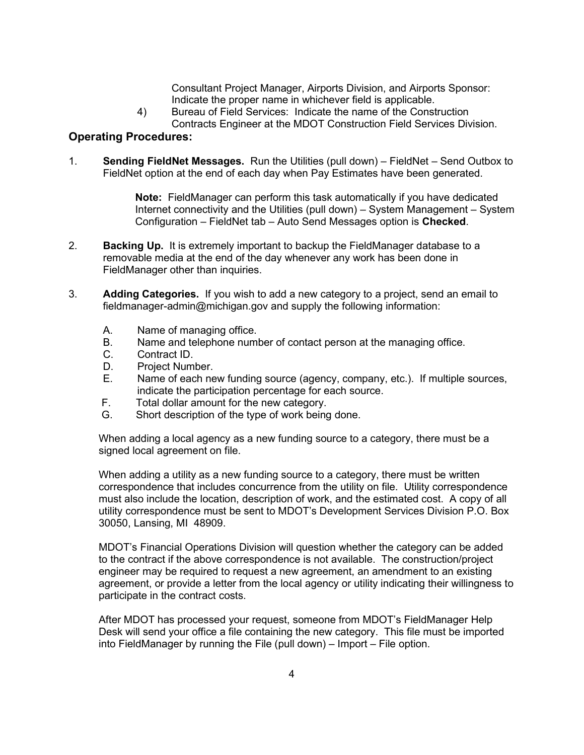Consultant Project Manager, Airports Division, and Airports Sponsor: Indicate the proper name in whichever field is applicable.

4) Bureau of Field Services: Indicate the name of the Construction Contracts Engineer at the MDOT Construction Field Services Division.

## Operating Procedures:

1. **Sending FieldNet Messages.** Run the Utilities (pull down) – FieldNet – Send Outbox to FieldNet option at the end of each day when Pay Estimates have been generated.

   **Note:** FieldManager can perform this task automatically if you have dedicated Internet connectivity and the Utilities (pull down) – System Management – System Configuration – FieldNet tab – Auto Send Messages option is **Checked**.

2. **Backing Up.** It is extremely important to backup the FieldManager database to a removable media at the end of the day whenever any work has been done in FieldManager other than inquiries.

3. **Adding Categories.** If you wish to add a new category to a project, send an email to fieldmanager-admin@michigan.gov and supply the following information:

   A. Name of managing office.
   B. Name and telephone number of contact person at the managing office.
   C. Contract ID.
   D. Project Number.
   E. Name of each new funding source (agency, company, etc.). If multiple sources, indicate the participation percentage for each source.
   F. Total dollar amount for the new category.
   G. Short description of the type of work being done.

   When adding a local agency as a new funding source to a category, there must be a signed local agreement on file.

   When adding a utility as a new funding source to a category, there must be written correspondence that includes concurrence from the utility on file. Utility correspondence must also include the location, description of work, and the estimated cost. A copy of all utility correspondence must be sent to MDOT's Development Services Division P.O. Box 30050, Lansing, MI 48909.

   MDOT's Financial Operations Division will question whether the category can be added to the contract if the above correspondence is not available. The construction/project engineer may be required to request a new agreement, an amendment to an existing agreement, or provide a letter from the local agency or utility indicating their willingness to participate in the contract costs.

   After MDOT has processed your request, someone from MDOT's FieldManager Help Desk will send your office a file containing the new category. This file must be imported into FieldManager by running the File (pull down) – Import – File option.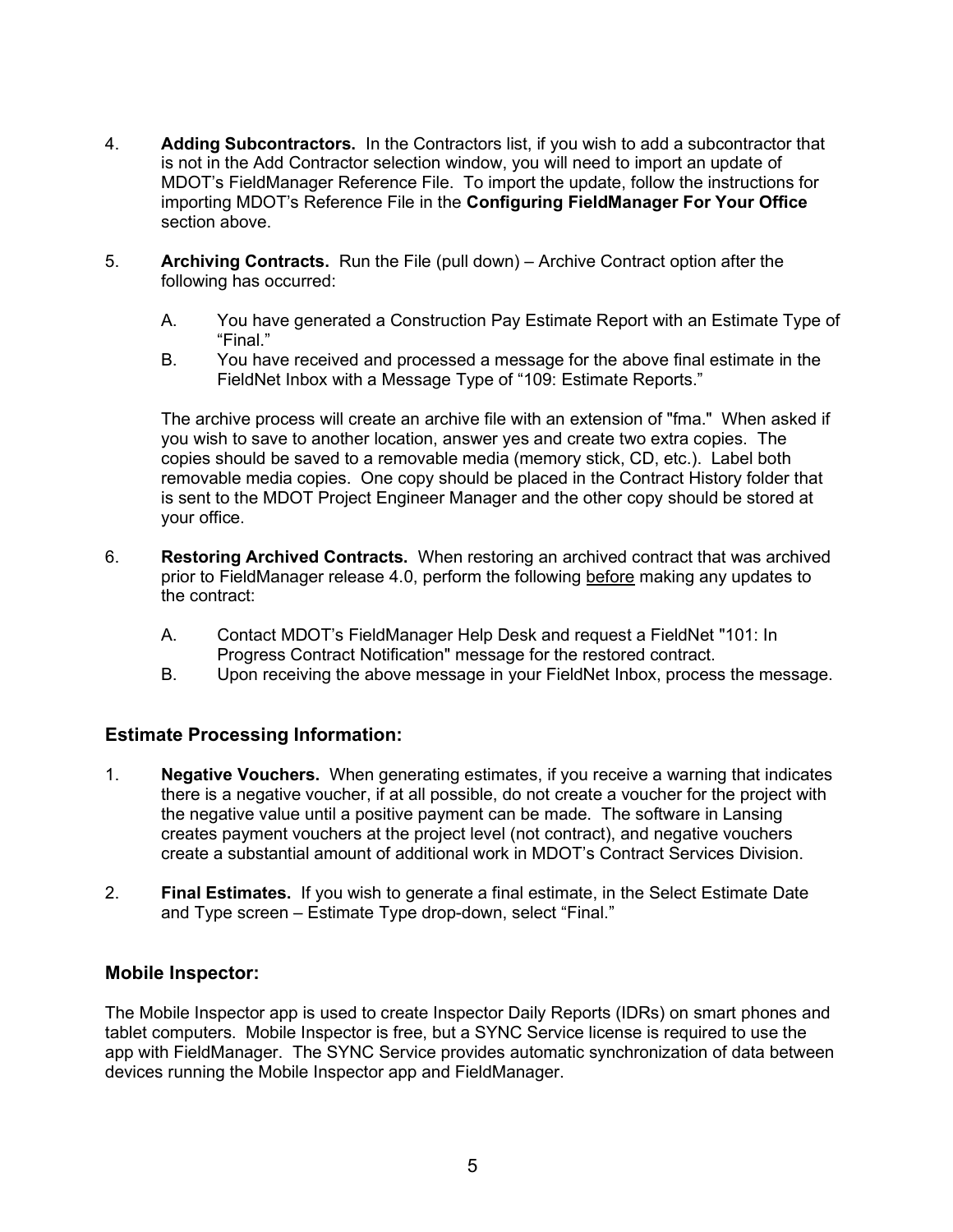4. **Adding Subcontractors.** In the Contractors list, if you wish to add a subcontractor that is not in the Add Contractor selection window, you will need to import an update of MDOT's FieldManager Reference File. To import the update, follow the instructions for importing MDOT's Reference File in the **Configuring FieldManager For Your Office** section above.

5. **Archiving Contracts.** Run the File (pull down) – Archive Contract option after the following has occurred:

   A. You have generated a Construction Pay Estimate Report with an Estimate Type of "Final."

   B. You have received and processed a message for the above final estimate in the FieldNet Inbox with a Message Type of "109: Estimate Reports."

   The archive process will create an archive file with an extension of "fma." When asked if you wish to save to another location, answer yes and create two extra copies. The copies should be saved to a removable media (memory stick, CD, etc.). Label both removable media copies. One copy should be placed in the Contract History folder that is sent to the MDOT Project Engineer Manager and the other copy should be stored at your office.

6. **Restoring Archived Contracts.** When restoring an archived contract that was archived prior to FieldManager release 4.0, perform the following <u>before</u> making any updates to the contract:

   A. Contact MDOT's FieldManager Help Desk and request a FieldNet "101: In Progress Contract Notification" message for the restored contract.

   B. Upon receiving the above message in your FieldNet Inbox, process the message.

## Estimate Processing Information:

1. **Negative Vouchers.** When generating estimates, if you receive a warning that indicates there is a negative voucher, if at all possible, do not create a voucher for the project with the negative value until a positive payment can be made. The software in Lansing creates payment vouchers at the project level (not contract), and negative vouchers create a substantial amount of additional work in MDOT's Contract Services Division.

2. **Final Estimates.** If you wish to generate a final estimate, in the Select Estimate Date and Type screen – Estimate Type drop-down, select "Final."

## Mobile Inspector:

The Mobile Inspector app is used to create Inspector Daily Reports (IDRs) on smart phones and tablet computers. Mobile Inspector is free, but a SYNC Service license is required to use the app with FieldManager. The SYNC Service provides automatic synchronization of data between devices running the Mobile Inspector app and FieldManager.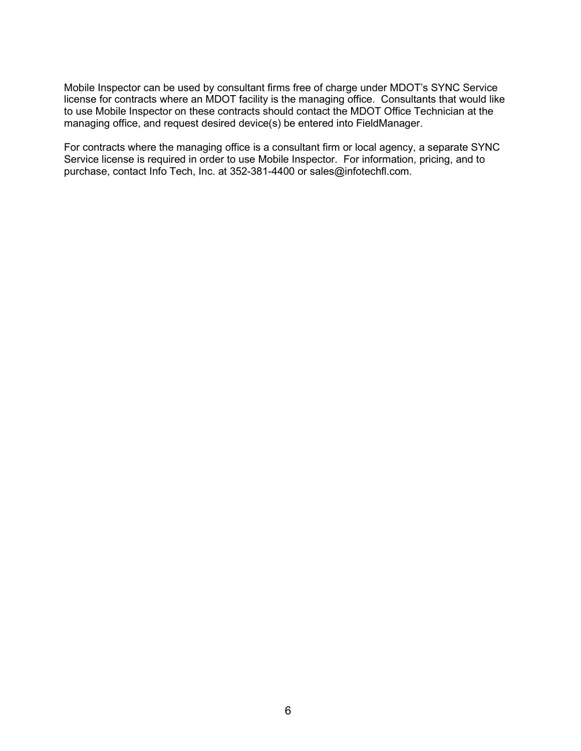Mobile Inspector can be used by consultant firms free of charge under MDOT's SYNC Service license for contracts where an MDOT facility is the managing office. Consultants that would like to use Mobile Inspector on these contracts should contact the MDOT Office Technician at the managing office, and request desired device(s) be entered into FieldManager.

For contracts where the managing office is a consultant firm or local agency, a separate SYNC Service license is required in order to use Mobile Inspector. For information, pricing, and to purchase, contact Info Tech, Inc. at 352-381-4400 or sales@infotechfl.com.